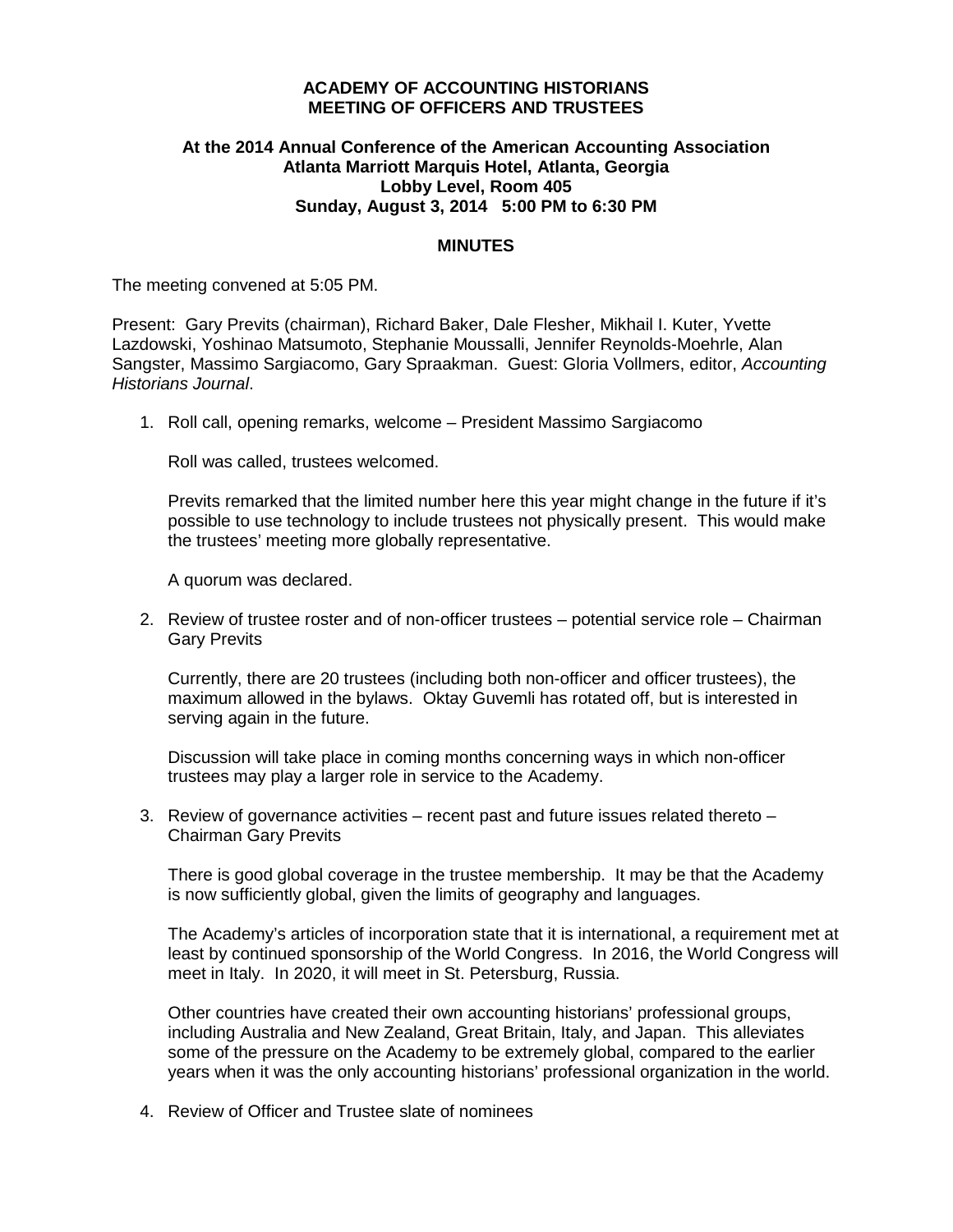**ACADEMY OF ACCOUNTING HISTORIANS**
**MEETING OF OFFICERS AND TRUSTEES**

**At the 2014 Annual Conference of the American Accounting Association**
**Atlanta Marriott Marquis Hotel, Atlanta, Georgia**
**Lobby Level, Room 405**
**Sunday, August 3, 2014 5:00 PM to 6:30 PM**

**MINUTES**

The meeting convened at 5:05 PM.

Present: Gary Previts (chairman), Richard Baker, Dale Flesher, Mikhail I. Kuter, Yvette Lazdowski, Yoshinao Matsumoto, Stephanie Moussalli, Jennifer Reynolds-Moehrle, Alan Sangster, Massimo Sargiacomo, Gary Spraakman. Guest: Gloria Vollmers, editor, *Accounting Historians Journal*.

1. Roll call, opening remarks, welcome – President Massimo Sargiacomo

   Roll was called, trustees welcomed.

   Previts remarked that the limited number here this year might change in the future if it's possible to use technology to include trustees not physically present. This would make the trustees' meeting more globally representative.

   A quorum was declared.

2. Review of trustee roster and of non-officer trustees – potential service role – Chairman Gary Previts

   Currently, there are 20 trustees (including both non-officer and officer trustees), the maximum allowed in the bylaws. Oktay Guvemli has rotated off, but is interested in serving again in the future.

   Discussion will take place in coming months concerning ways in which non-officer trustees may play a larger role in service to the Academy.

3. Review of governance activities – recent past and future issues related thereto – Chairman Gary Previts

   There is good global coverage in the trustee membership. It may be that the Academy is now sufficiently global, given the limits of geography and languages.

   The Academy's articles of incorporation state that it is international, a requirement met at least by continued sponsorship of the World Congress. In 2016, the World Congress will meet in Italy. In 2020, it will meet in St. Petersburg, Russia.

   Other countries have created their own accounting historians' professional groups, including Australia and New Zealand, Great Britain, Italy, and Japan. This alleviates some of the pressure on the Academy to be extremely global, compared to the earlier years when it was the only accounting historians' professional organization in the world.

4. Review of Officer and Trustee slate of nominees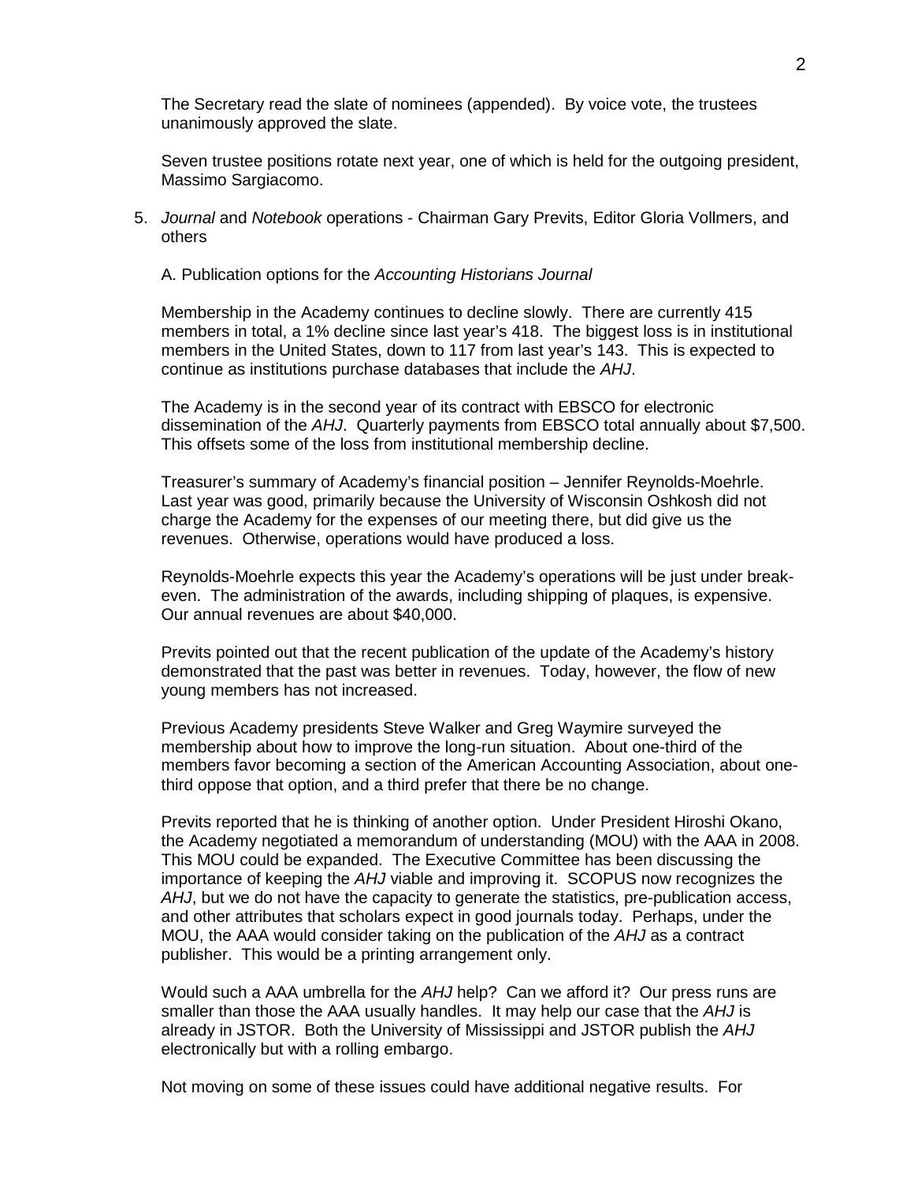The Secretary read the slate of nominees (appended). By voice vote, the trustees unanimously approved the slate.

Seven trustee positions rotate next year, one of which is held for the outgoing president, Massimo Sargiacomo.

5. *Journal* and *Notebook* operations - Chairman Gary Previts, Editor Gloria Vollmers, and others

A. Publication options for the *Accounting Historians Journal*

Membership in the Academy continues to decline slowly. There are currently 415 members in total, a 1% decline since last year's 418. The biggest loss is in institutional members in the United States, down to 117 from last year's 143. This is expected to continue as institutions purchase databases that include the *AHJ*.

The Academy is in the second year of its contract with EBSCO for electronic dissemination of the *AHJ*. Quarterly payments from EBSCO total annually about $7,500. This offsets some of the loss from institutional membership decline.

Treasurer's summary of Academy's financial position – Jennifer Reynolds-Moehrle. Last year was good, primarily because the University of Wisconsin Oshkosh did not charge the Academy for the expenses of our meeting there, but did give us the revenues. Otherwise, operations would have produced a loss.

Reynolds-Moehrle expects this year the Academy's operations will be just under break-even. The administration of the awards, including shipping of plaques, is expensive. Our annual revenues are about $40,000.

Previts pointed out that the recent publication of the update of the Academy's history demonstrated that the past was better in revenues. Today, however, the flow of new young members has not increased.

Previous Academy presidents Steve Walker and Greg Waymire surveyed the membership about how to improve the long-run situation. About one-third of the members favor becoming a section of the American Accounting Association, about one-third oppose that option, and a third prefer that there be no change.

Previts reported that he is thinking of another option. Under President Hiroshi Okano, the Academy negotiated a memorandum of understanding (MOU) with the AAA in 2008. This MOU could be expanded. The Executive Committee has been discussing the importance of keeping the *AHJ* viable and improving it. SCOPUS now recognizes the *AHJ*, but we do not have the capacity to generate the statistics, pre-publication access, and other attributes that scholars expect in good journals today. Perhaps, under the MOU, the AAA would consider taking on the publication of the *AHJ* as a contract publisher. This would be a printing arrangement only.

Would such a AAA umbrella for the *AHJ* help? Can we afford it? Our press runs are smaller than those the AAA usually handles. It may help our case that the *AHJ* is already in JSTOR. Both the University of Mississippi and JSTOR publish the *AHJ* electronically but with a rolling embargo.

Not moving on some of these issues could have additional negative results. For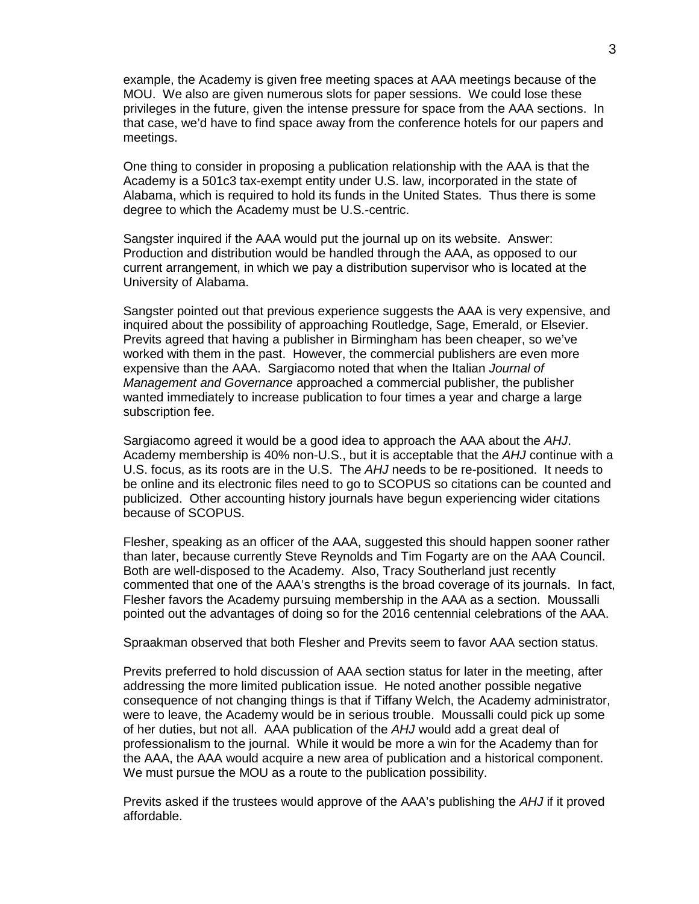example, the Academy is given free meeting spaces at AAA meetings because of the MOU. We also are given numerous slots for paper sessions. We could lose these privileges in the future, given the intense pressure for space from the AAA sections. In that case, we'd have to find space away from the conference hotels for our papers and meetings.

One thing to consider in proposing a publication relationship with the AAA is that the Academy is a 501c3 tax-exempt entity under U.S. law, incorporated in the state of Alabama, which is required to hold its funds in the United States. Thus there is some degree to which the Academy must be U.S.-centric.

Sangster inquired if the AAA would put the journal up on its website. Answer: Production and distribution would be handled through the AAA, as opposed to our current arrangement, in which we pay a distribution supervisor who is located at the University of Alabama.

Sangster pointed out that previous experience suggests the AAA is very expensive, and inquired about the possibility of approaching Routledge, Sage, Emerald, or Elsevier. Previts agreed that having a publisher in Birmingham has been cheaper, so we've worked with them in the past. However, the commercial publishers are even more expensive than the AAA. Sargiacomo noted that when the Italian *Journal of Management and Governance* approached a commercial publisher, the publisher wanted immediately to increase publication to four times a year and charge a large subscription fee.

Sargiacomo agreed it would be a good idea to approach the AAA about the *AHJ*. Academy membership is 40% non-U.S., but it is acceptable that the *AHJ* continue with a U.S. focus, as its roots are in the U.S. The *AHJ* needs to be re-positioned. It needs to be online and its electronic files need to go to SCOPUS so citations can be counted and publicized. Other accounting history journals have begun experiencing wider citations because of SCOPUS.

Flesher, speaking as an officer of the AAA, suggested this should happen sooner rather than later, because currently Steve Reynolds and Tim Fogarty are on the AAA Council. Both are well-disposed to the Academy. Also, Tracy Southerland just recently commented that one of the AAA's strengths is the broad coverage of its journals. In fact, Flesher favors the Academy pursuing membership in the AAA as a section. Moussalli pointed out the advantages of doing so for the 2016 centennial celebrations of the AAA.

Spraakman observed that both Flesher and Previts seem to favor AAA section status.

Previts preferred to hold discussion of AAA section status for later in the meeting, after addressing the more limited publication issue. He noted another possible negative consequence of not changing things is that if Tiffany Welch, the Academy administrator, were to leave, the Academy would be in serious trouble. Moussalli could pick up some of her duties, but not all. AAA publication of the *AHJ* would add a great deal of professionalism to the journal. While it would be more a win for the Academy than for the AAA, the AAA would acquire a new area of publication and a historical component. We must pursue the MOU as a route to the publication possibility.

Previts asked if the trustees would approve of the AAA's publishing the *AHJ* if it proved affordable.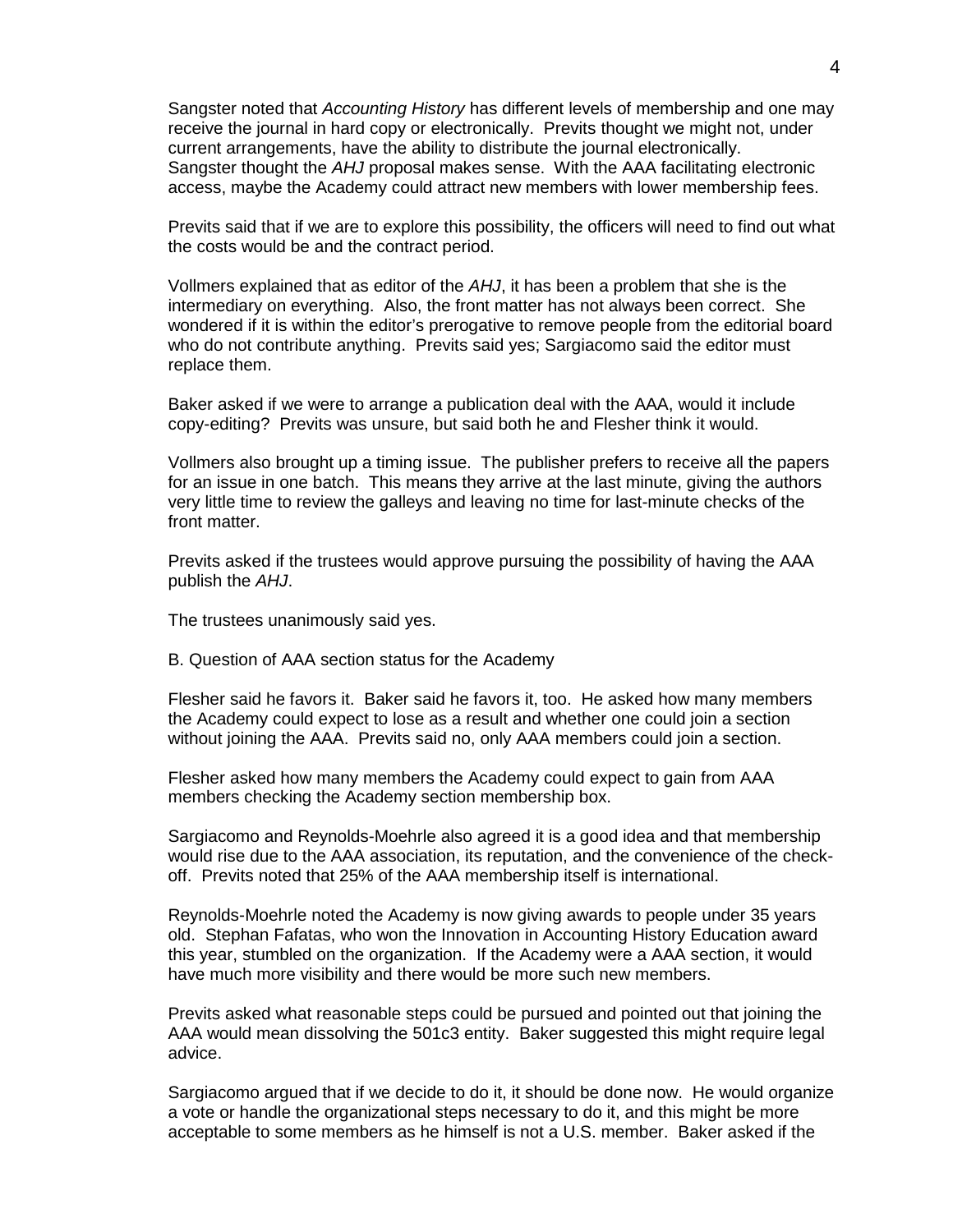Sangster noted that *Accounting History* has different levels of membership and one may receive the journal in hard copy or electronically. Previts thought we might not, under current arrangements, have the ability to distribute the journal electronically. Sangster thought the *AHJ* proposal makes sense. With the AAA facilitating electronic access, maybe the Academy could attract new members with lower membership fees.

Previts said that if we are to explore this possibility, the officers will need to find out what the costs would be and the contract period.

Vollmers explained that as editor of the *AHJ*, it has been a problem that she is the intermediary on everything. Also, the front matter has not always been correct. She wondered if it is within the editor's prerogative to remove people from the editorial board who do not contribute anything. Previts said yes; Sargiacomo said the editor must replace them.

Baker asked if we were to arrange a publication deal with the AAA, would it include copy-editing? Previts was unsure, but said both he and Flesher think it would.

Vollmers also brought up a timing issue. The publisher prefers to receive all the papers for an issue in one batch. This means they arrive at the last minute, giving the authors very little time to review the galleys and leaving no time for last-minute checks of the front matter.

Previts asked if the trustees would approve pursuing the possibility of having the AAA publish the *AHJ*.

The trustees unanimously said yes.

B. Question of AAA section status for the Academy

Flesher said he favors it. Baker said he favors it, too. He asked how many members the Academy could expect to lose as a result and whether one could join a section without joining the AAA. Previts said no, only AAA members could join a section.

Flesher asked how many members the Academy could expect to gain from AAA members checking the Academy section membership box.

Sargiacomo and Reynolds-Moehrle also agreed it is a good idea and that membership would rise due to the AAA association, its reputation, and the convenience of the check-off. Previts noted that 25% of the AAA membership itself is international.

Reynolds-Moehrle noted the Academy is now giving awards to people under 35 years old. Stephan Fafatas, who won the Innovation in Accounting History Education award this year, stumbled on the organization. If the Academy were a AAA section, it would have much more visibility and there would be more such new members.

Previts asked what reasonable steps could be pursued and pointed out that joining the AAA would mean dissolving the 501c3 entity. Baker suggested this might require legal advice.

Sargiacomo argued that if we decide to do it, it should be done now. He would organize a vote or handle the organizational steps necessary to do it, and this might be more acceptable to some members as he himself is not a U.S. member. Baker asked if the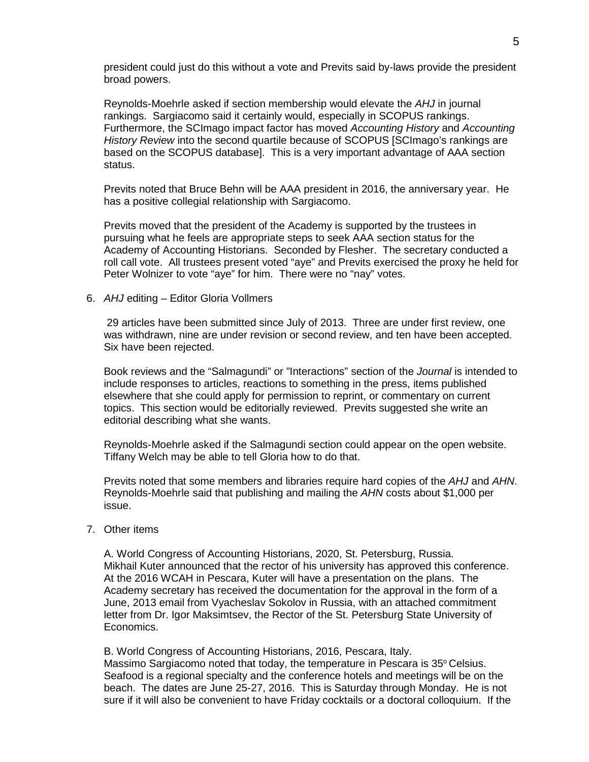president could just do this without a vote and Previts said by-laws provide the president broad powers.

Reynolds-Moehrle asked if section membership would elevate the *AHJ* in journal rankings. Sargiacomo said it certainly would, especially in SCOPUS rankings. Furthermore, the SCImago impact factor has moved *Accounting History* and *Accounting History Review* into the second quartile because of SCOPUS [SCImago's rankings are based on the SCOPUS database]. This is a very important advantage of AAA section status.

Previts noted that Bruce Behn will be AAA president in 2016, the anniversary year. He has a positive collegial relationship with Sargiacomo.

Previts moved that the president of the Academy is supported by the trustees in pursuing what he feels are appropriate steps to seek AAA section status for the Academy of Accounting Historians. Seconded by Flesher. The secretary conducted a roll call vote. All trustees present voted "aye" and Previts exercised the proxy he held for Peter Wolnizer to vote "aye" for him. There were no "nay" votes.

6. *AHJ* editing – Editor Gloria Vollmers

   29 articles have been submitted since July of 2013. Three are under first review, one was withdrawn, nine are under revision or second review, and ten have been accepted. Six have been rejected.

   Book reviews and the "Salmagundi" or "Interactions" section of the *Journal* is intended to include responses to articles, reactions to something in the press, items published elsewhere that she could apply for permission to reprint, or commentary on current topics. This section would be editorially reviewed. Previts suggested she write an editorial describing what she wants.

   Reynolds-Moehrle asked if the Salmagundi section could appear on the open website. Tiffany Welch may be able to tell Gloria how to do that.

   Previts noted that some members and libraries require hard copies of the *AHJ* and *AHN*. Reynolds-Moehrle said that publishing and mailing the *AHN* costs about $1,000 per issue.

7. Other items

   A. World Congress of Accounting Historians, 2020, St. Petersburg, Russia.
   Mikhail Kuter announced that the rector of his university has approved this conference. At the 2016 WCAH in Pescara, Kuter will have a presentation on the plans. The Academy secretary has received the documentation for the approval in the form of a June, 2013 email from Vyacheslav Sokolov in Russia, with an attached commitment letter from Dr. Igor Maksimtsev, the Rector of the St. Petersburg State University of Economics.

   B. World Congress of Accounting Historians, 2016, Pescara, Italy.
   Massimo Sargiacomo noted that today, the temperature in Pescara is 35° Celsius. Seafood is a regional specialty and the conference hotels and meetings will be on the beach. The dates are June 25-27, 2016. This is Saturday through Monday. He is not sure if it will also be convenient to have Friday cocktails or a doctoral colloquium. If the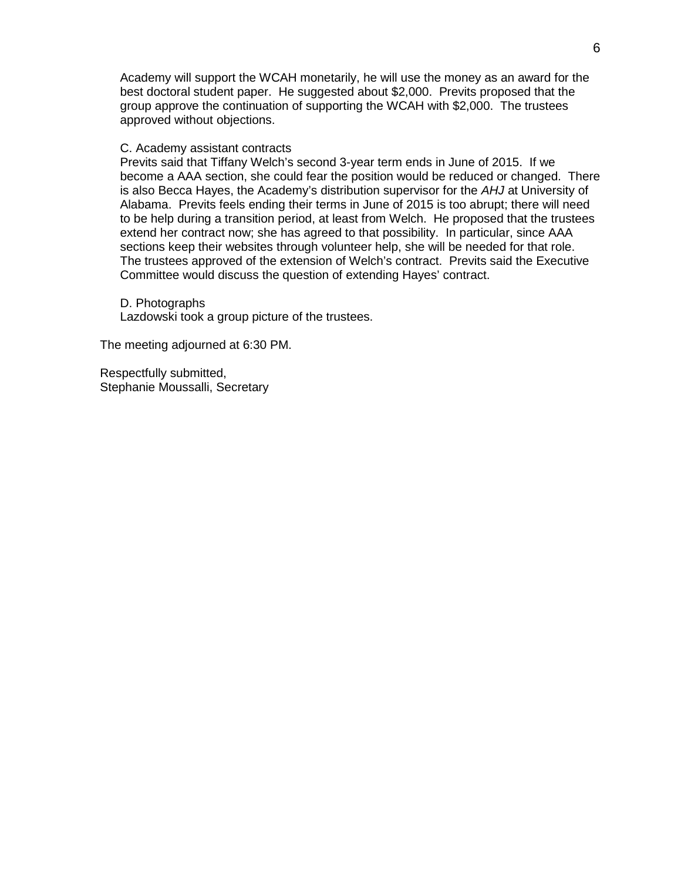Academy will support the WCAH monetarily, he will use the money as an award for the best doctoral student paper. He suggested about $2,000. Previts proposed that the group approve the continuation of supporting the WCAH with $2,000. The trustees approved without objections.

C. Academy assistant contracts

Previts said that Tiffany Welch's second 3-year term ends in June of 2015. If we become a AAA section, she could fear the position would be reduced or changed. There is also Becca Hayes, the Academy's distribution supervisor for the *AHJ* at University of Alabama. Previts feels ending their terms in June of 2015 is too abrupt; there will need to be help during a transition period, at least from Welch. He proposed that the trustees extend her contract now; she has agreed to that possibility. In particular, since AAA sections keep their websites through volunteer help, she will be needed for that role. The trustees approved of the extension of Welch's contract. Previts said the Executive Committee would discuss the question of extending Hayes' contract.

D. Photographs

Lazdowski took a group picture of the trustees.

The meeting adjourned at 6:30 PM.

Respectfully submitted,
Stephanie Moussalli, Secretary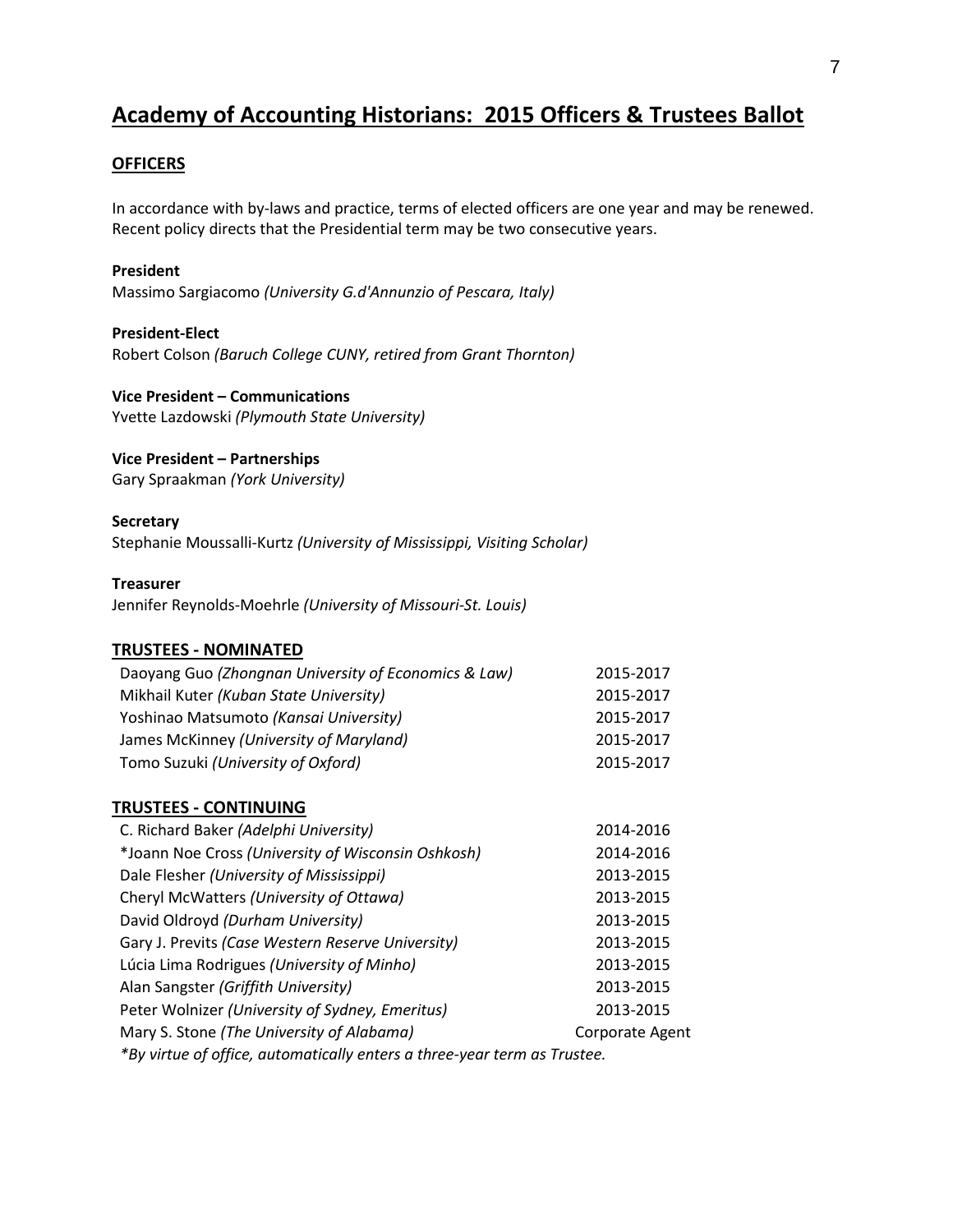# Academy of Accounting Historians: 2015 Officers & Trustees Ballot

## OFFICERS

In accordance with by-laws and practice, terms of elected officers are one year and may be renewed. Recent policy directs that the Presidential term may be two consecutive years.

**President**
Massimo Sargiacomo *(University G.d'Annunzio of Pescara, Italy)*

**President-Elect**
Robert Colson *(Baruch College CUNY, retired from Grant Thornton)*

**Vice President – Communications**
Yvette Lazdowski *(Plymouth State University)*

**Vice President – Partnerships**
Gary Spraakman *(York University)*

**Secretary**
Stephanie Moussalli-Kurtz *(University of Mississippi, Visiting Scholar)*

**Treasurer**
Jennifer Reynolds-Moehrle *(University of Missouri-St. Louis)*

## TRUSTEES - NOMINATED

| | |
|---|---|
| Daoyang Guo *(Zhongnan University of Economics & Law)* | 2015-2017 |
| Mikhail Kuter *(Kuban State University)* | 2015-2017 |
| Yoshinao Matsumoto *(Kansai University)* | 2015-2017 |
| James McKinney *(University of Maryland)* | 2015-2017 |
| Tomo Suzuki *(University of Oxford)* | 2015-2017 |

## TRUSTEES - CONTINUING

| | |
|---|---|
| C. Richard Baker *(Adelphi University)* | 2014-2016 |
| *Joann Noe Cross *(University of Wisconsin Oshkosh)* | 2014-2016 |
| Dale Flesher *(University of Mississippi)* | 2013-2015 |
| Cheryl McWatters *(University of Ottawa)* | 2013-2015 |
| David Oldroyd *(Durham University)* | 2013-2015 |
| Gary J. Previts *(Case Western Reserve University)* | 2013-2015 |
| Lúcia Lima Rodrigues *(University of Minho)* | 2013-2015 |
| Alan Sangster *(Griffith University)* | 2013-2015 |
| Peter Wolnizer *(University of Sydney, Emeritus)* | 2013-2015 |
| Mary S. Stone *(The University of Alabama)* | Corporate Agent |

*\*By virtue of office, automatically enters a three-year term as Trustee.*